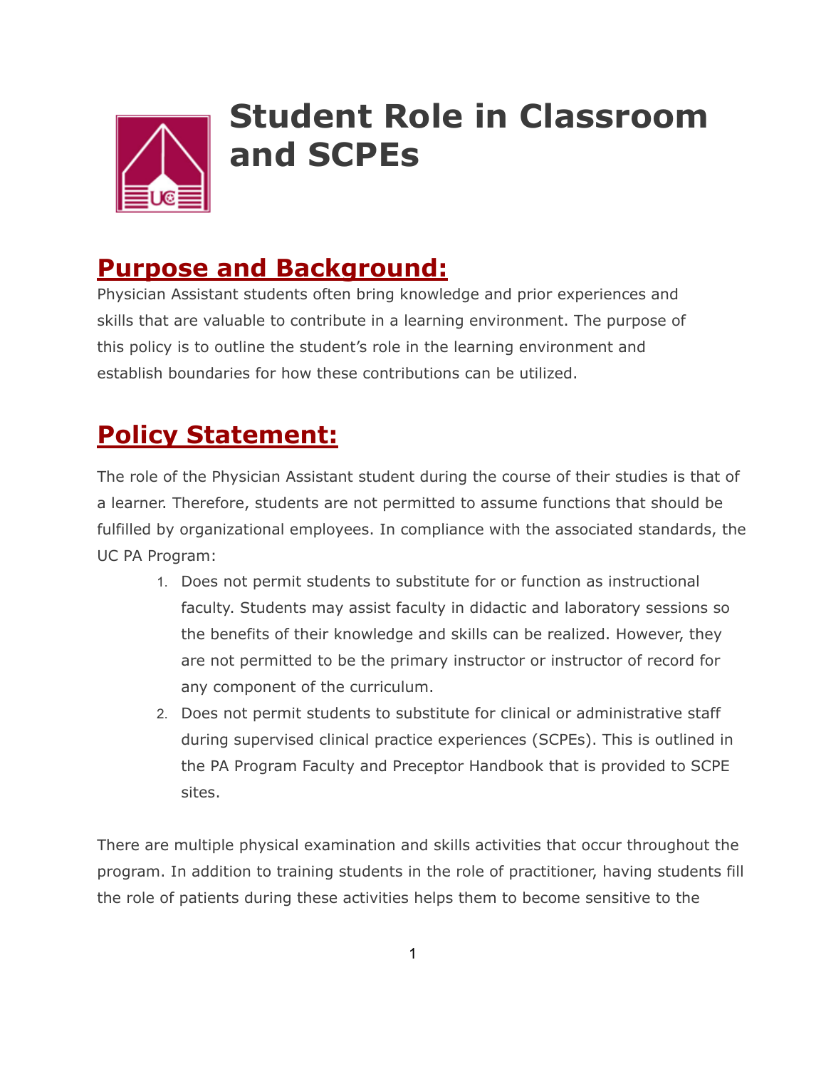# Student Role in Classroom and SCPEs

## Purpose and Background:

Physician Assistant students often bring knowledge and prior experiences and skills that are valuable to contribute in a learning environment. The purpose of this policy is to outline the student's role in the learning environment and establish boundaries for how these contributions can be utilized.

## Policy Statement:

The role of the Physician Assistant student during the course of their studies is that of a learner. Therefore, students are not permitted to assume functions that should be fulfilled by organizational employees. In compliance with the associated standards, the UC PA Program:

1. Does not permit students to substitute for or function as instructional faculty. Students may assist faculty in didactic and laboratory sessions so the benefits of their knowledge and skills can be realized. However, they are not permitted to be the primary instructor or instructor of record for any component of the curriculum.
2. Does not permit students to substitute for clinical or administrative staff during supervised clinical practice experiences (SCPEs). This is outlined in the PA Program Faculty and Preceptor Handbook that is provided to SCPE sites.

There are multiple physical examination and skills activities that occur throughout the program. In addition to training students in the role of practitioner, having students fill the role of patients during these activities helps them to become sensitive to the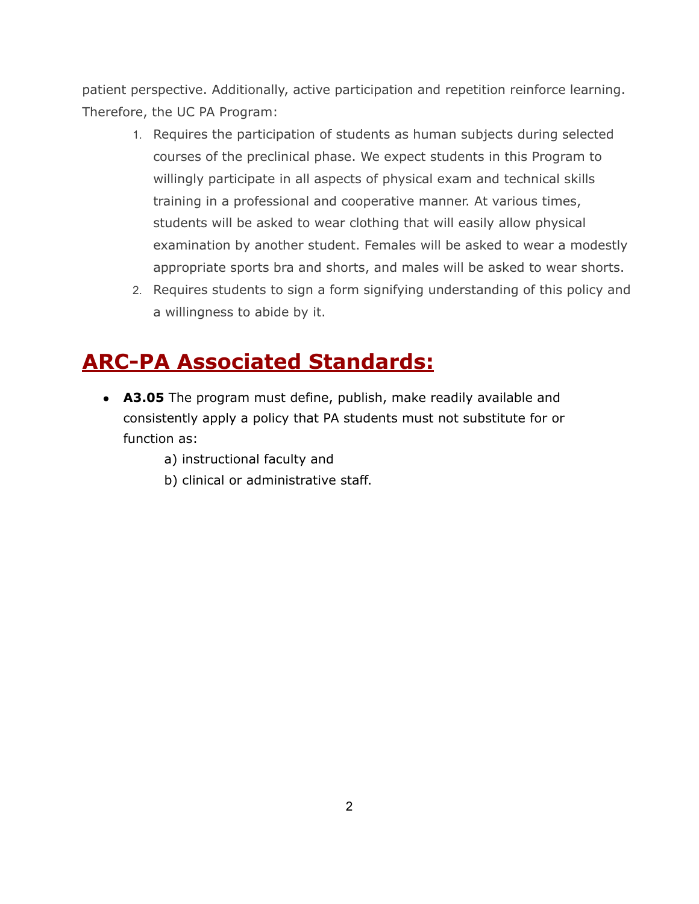patient perspective. Additionally, active participation and repetition reinforce learning. Therefore, the UC PA Program:

1. Requires the participation of students as human subjects during selected courses of the preclinical phase. We expect students in this Program to willingly participate in all aspects of physical exam and technical skills training in a professional and cooperative manner. At various times, students will be asked to wear clothing that will easily allow physical examination by another student. Females will be asked to wear a modestly appropriate sports bra and shorts, and males will be asked to wear shorts.
2. Requires students to sign a form signifying understanding of this policy and a willingness to abide by it.

## ARC-PA Associated Standards:

- **A3.05** The program must define, publish, make readily available and consistently apply a policy that PA students must not substitute for or function as:
  - a) instructional faculty and
  - b) clinical or administrative staff.